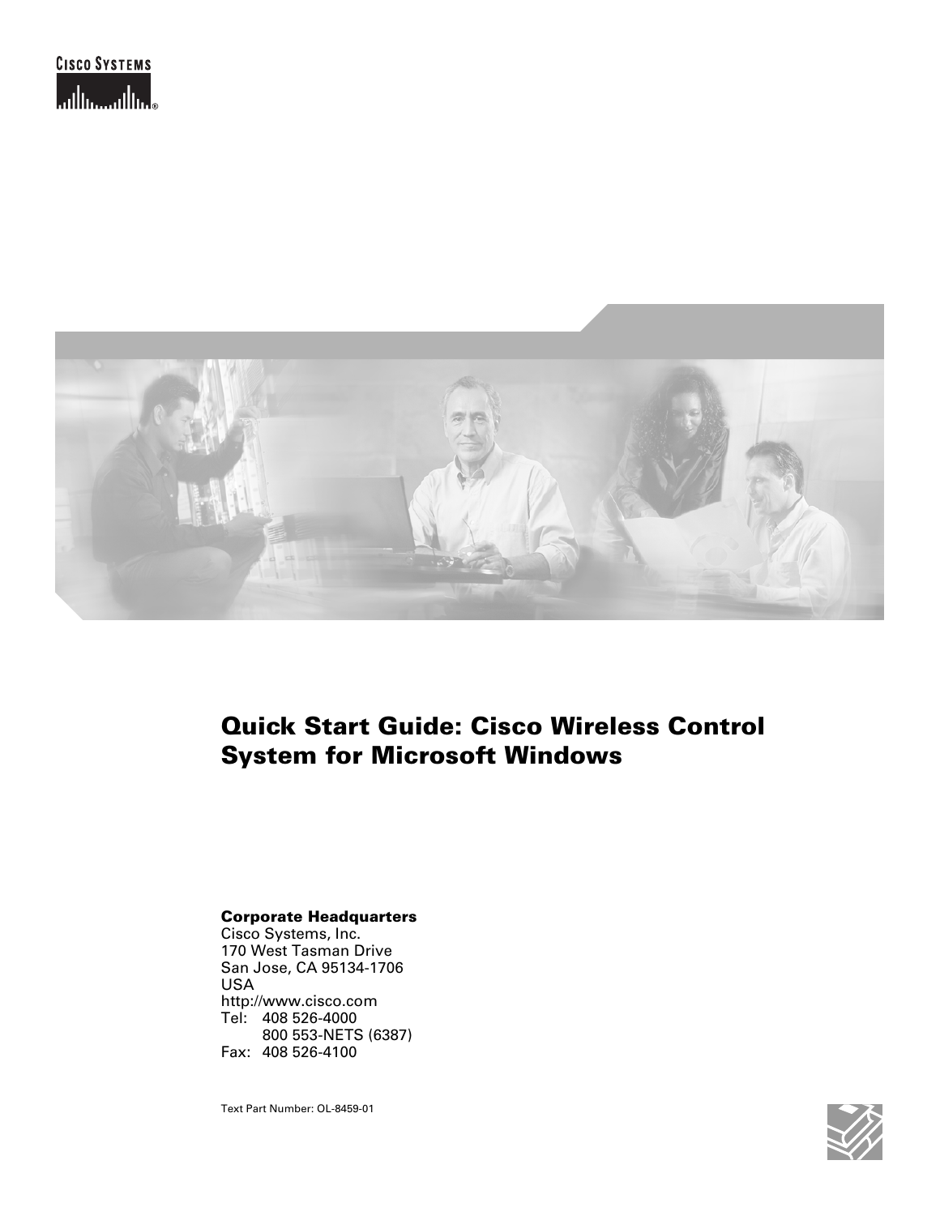# Quick Start Guide: Cisco Wireless Control System for Microsoft Windows

**Corporate Headquarters**
Cisco Systems, Inc.
170 West Tasman Drive
San Jose, CA 95134-1706
USA
http://www.cisco.com
Tel: 408 526-4000
800 553-NETS (6387)
Fax: 408 526-4100

Text Part Number: OL-8459-01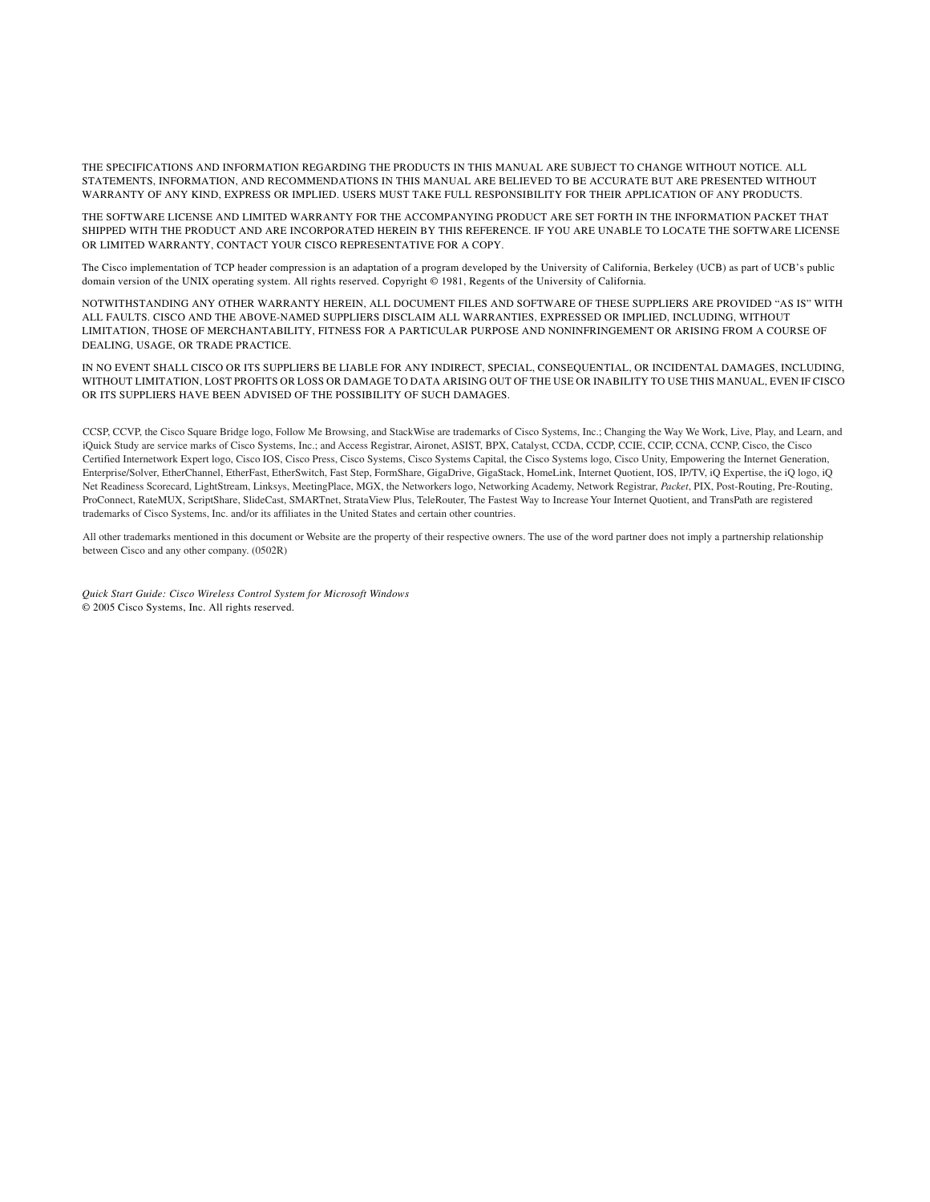THE SPECIFICATIONS AND INFORMATION REGARDING THE PRODUCTS IN THIS MANUAL ARE SUBJECT TO CHANGE WITHOUT NOTICE. ALL STATEMENTS, INFORMATION, AND RECOMMENDATIONS IN THIS MANUAL ARE BELIEVED TO BE ACCURATE BUT ARE PRESENTED WITHOUT WARRANTY OF ANY KIND, EXPRESS OR IMPLIED. USERS MUST TAKE FULL RESPONSIBILITY FOR THEIR APPLICATION OF ANY PRODUCTS.

THE SOFTWARE LICENSE AND LIMITED WARRANTY FOR THE ACCOMPANYING PRODUCT ARE SET FORTH IN THE INFORMATION PACKET THAT SHIPPED WITH THE PRODUCT AND ARE INCORPORATED HEREIN BY THIS REFERENCE. IF YOU ARE UNABLE TO LOCATE THE SOFTWARE LICENSE OR LIMITED WARRANTY, CONTACT YOUR CISCO REPRESENTATIVE FOR A COPY.

The Cisco implementation of TCP header compression is an adaptation of a program developed by the University of California, Berkeley (UCB) as part of UCB's public domain version of the UNIX operating system. All rights reserved. Copyright © 1981, Regents of the University of California.

NOTWITHSTANDING ANY OTHER WARRANTY HEREIN, ALL DOCUMENT FILES AND SOFTWARE OF THESE SUPPLIERS ARE PROVIDED "AS IS" WITH ALL FAULTS. CISCO AND THE ABOVE-NAMED SUPPLIERS DISCLAIM ALL WARRANTIES, EXPRESSED OR IMPLIED, INCLUDING, WITHOUT LIMITATION, THOSE OF MERCHANTABILITY, FITNESS FOR A PARTICULAR PURPOSE AND NONINFRINGEMENT OR ARISING FROM A COURSE OF DEALING, USAGE, OR TRADE PRACTICE.

IN NO EVENT SHALL CISCO OR ITS SUPPLIERS BE LIABLE FOR ANY INDIRECT, SPECIAL, CONSEQUENTIAL, OR INCIDENTAL DAMAGES, INCLUDING, WITHOUT LIMITATION, LOST PROFITS OR LOSS OR DAMAGE TO DATA ARISING OUT OF THE USE OR INABILITY TO USE THIS MANUAL, EVEN IF CISCO OR ITS SUPPLIERS HAVE BEEN ADVISED OF THE POSSIBILITY OF SUCH DAMAGES.

CCSP, CCVP, the Cisco Square Bridge logo, Follow Me Browsing, and StackWise are trademarks of Cisco Systems, Inc.; Changing the Way We Work, Live, Play, and Learn, and iQuick Study are service marks of Cisco Systems, Inc.; and Access Registrar, Aironet, ASIST, BPX, Catalyst, CCDA, CCDP, CCIE, CCIP, CCNA, CCNP, Cisco, the Cisco Certified Internetwork Expert logo, Cisco IOS, Cisco Press, Cisco Systems, Cisco Systems Capital, the Cisco Systems logo, Cisco Unity, Empowering the Internet Generation, Enterprise/Solver, EtherChannel, EtherFast, EtherSwitch, Fast Step, FormShare, GigaDrive, GigaStack, HomeLink, Internet Quotient, IOS, IP/TV, iQ Expertise, the iQ logo, iQ Net Readiness Scorecard, LightStream, Linksys, MeetingPlace, MGX, the Networkers logo, Networking Academy, Network Registrar, *Packet*, PIX, Post-Routing, Pre-Routing, ProConnect, RateMUX, ScriptShare, SlideCast, SMARTnet, StrataView Plus, TeleRouter, The Fastest Way to Increase Your Internet Quotient, and TransPath are registered trademarks of Cisco Systems, Inc. and/or its affiliates in the United States and certain other countries.

All other trademarks mentioned in this document or Website are the property of their respective owners. The use of the word partner does not imply a partnership relationship between Cisco and any other company. (0502R)

*Quick Start Guide: Cisco Wireless Control System for Microsoft Windows*
© 2005 Cisco Systems, Inc. All rights reserved.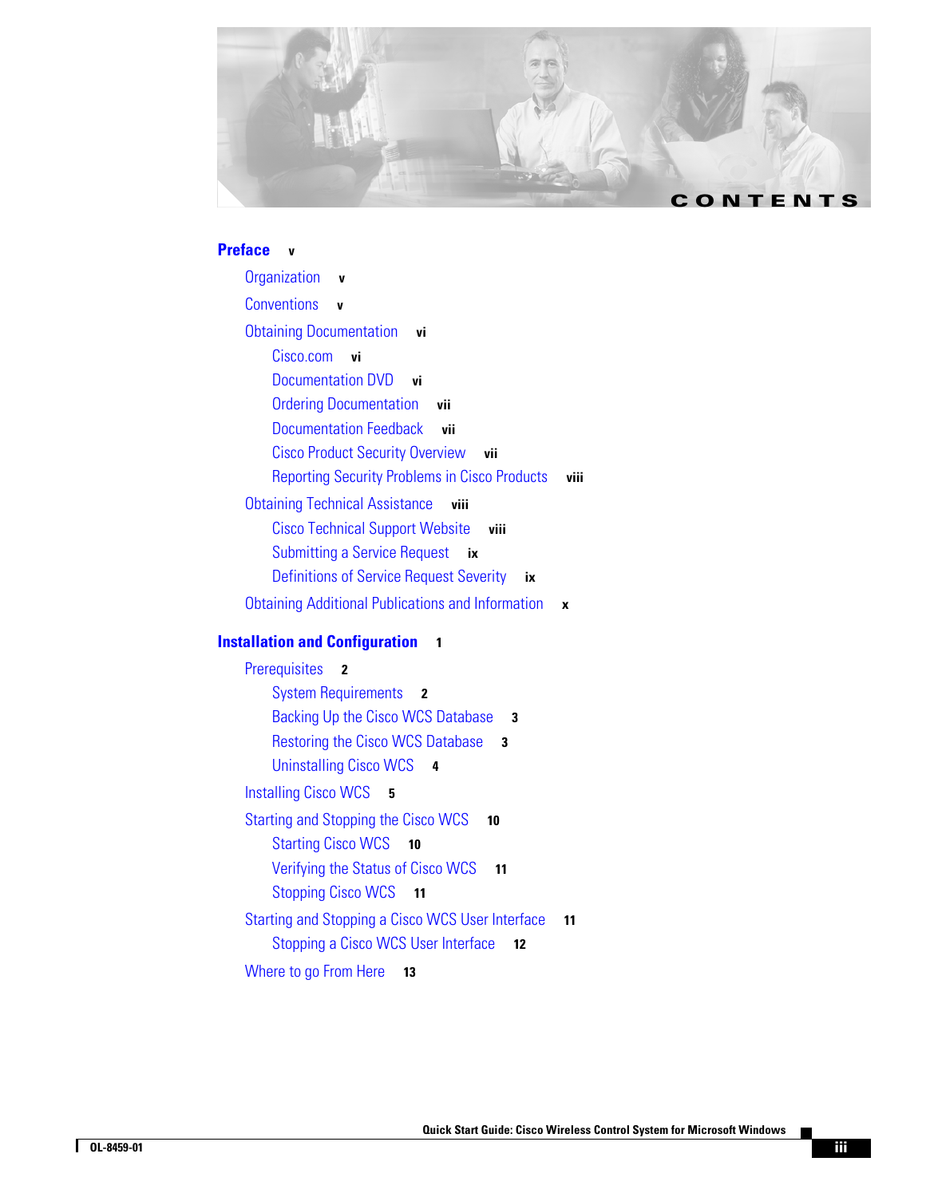# CONTENTS

**Preface** v

- Organization v
- Conventions v
- Obtaining Documentation vi
  - Cisco.com vi
  - Documentation DVD vi
  - Ordering Documentation vii
  - Documentation Feedback vii
  - Cisco Product Security Overview vii
  - Reporting Security Problems in Cisco Products viii
- Obtaining Technical Assistance viii
  - Cisco Technical Support Website viii
  - Submitting a Service Request ix
  - Definitions of Service Request Severity ix
- Obtaining Additional Publications and Information x

**Installation and Configuration** 1

- Prerequisites 2
  - System Requirements 2
  - Backing Up the Cisco WCS Database 3
  - Restoring the Cisco WCS Database 3
  - Uninstalling Cisco WCS 4
- Installing Cisco WCS 5
- Starting and Stopping the Cisco WCS 10
  - Starting Cisco WCS 10
  - Verifying the Status of Cisco WCS 11
  - Stopping Cisco WCS 11
- Starting and Stopping a Cisco WCS User Interface 11
  - Stopping a Cisco WCS User Interface 12
- Where to go From Here 13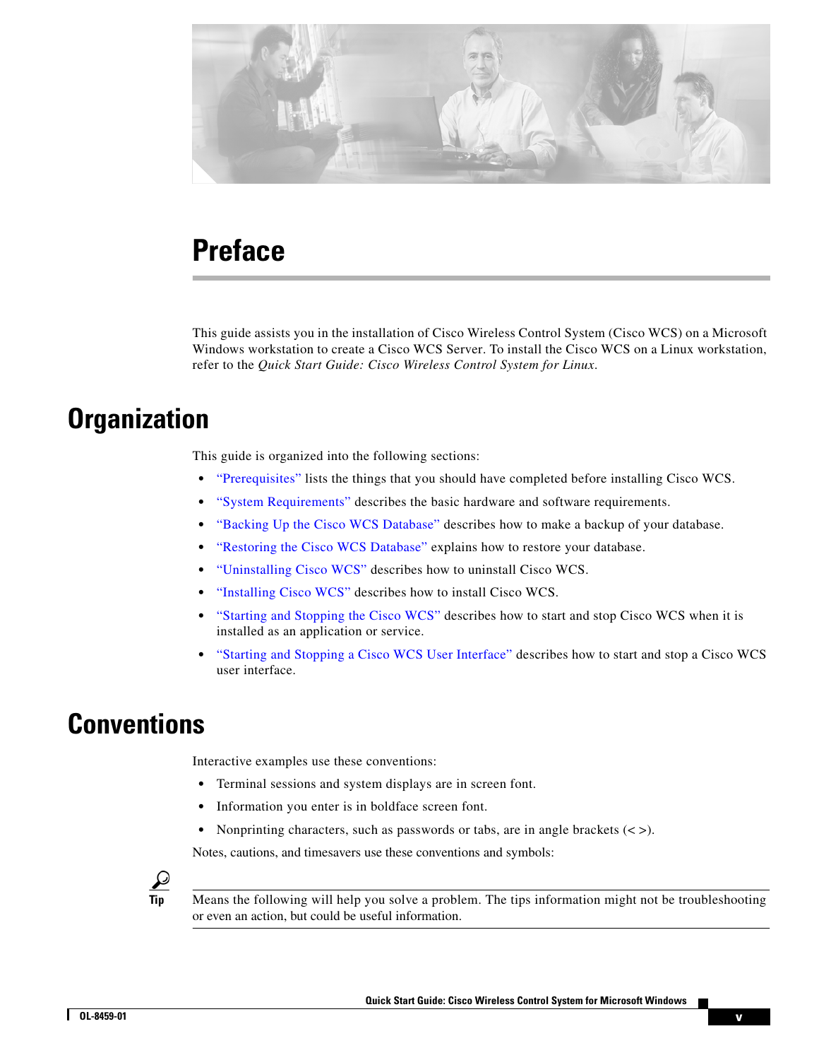# Preface

This guide assists you in the installation of Cisco Wireless Control System (Cisco WCS) on a Microsoft Windows workstation to create a Cisco WCS Server. To install the Cisco WCS on a Linux workstation, refer to the *Quick Start Guide: Cisco Wireless Control System for Linux*.

## Organization

This guide is organized into the following sections:

- "Prerequisites" lists the things that you should have completed before installing Cisco WCS.
- "System Requirements" describes the basic hardware and software requirements.
- "Backing Up the Cisco WCS Database" describes how to make a backup of your database.
- "Restoring the Cisco WCS Database" explains how to restore your database.
- "Uninstalling Cisco WCS" describes how to uninstall Cisco WCS.
- "Installing Cisco WCS" describes how to install Cisco WCS.
- "Starting and Stopping the Cisco WCS" describes how to start and stop Cisco WCS when it is installed as an application or service.
- "Starting and Stopping a Cisco WCS User Interface" describes how to start and stop a Cisco WCS user interface.

## Conventions

Interactive examples use these conventions:

- Terminal sessions and system displays are in screen font.
- Information you enter is in boldface screen font.
- Nonprinting characters, such as passwords or tabs, are in angle brackets (< >).

Notes, cautions, and timesavers use these conventions and symbols:

**Tip** Means the following will help you solve a problem. The tips information might not be troubleshooting or even an action, but could be useful information.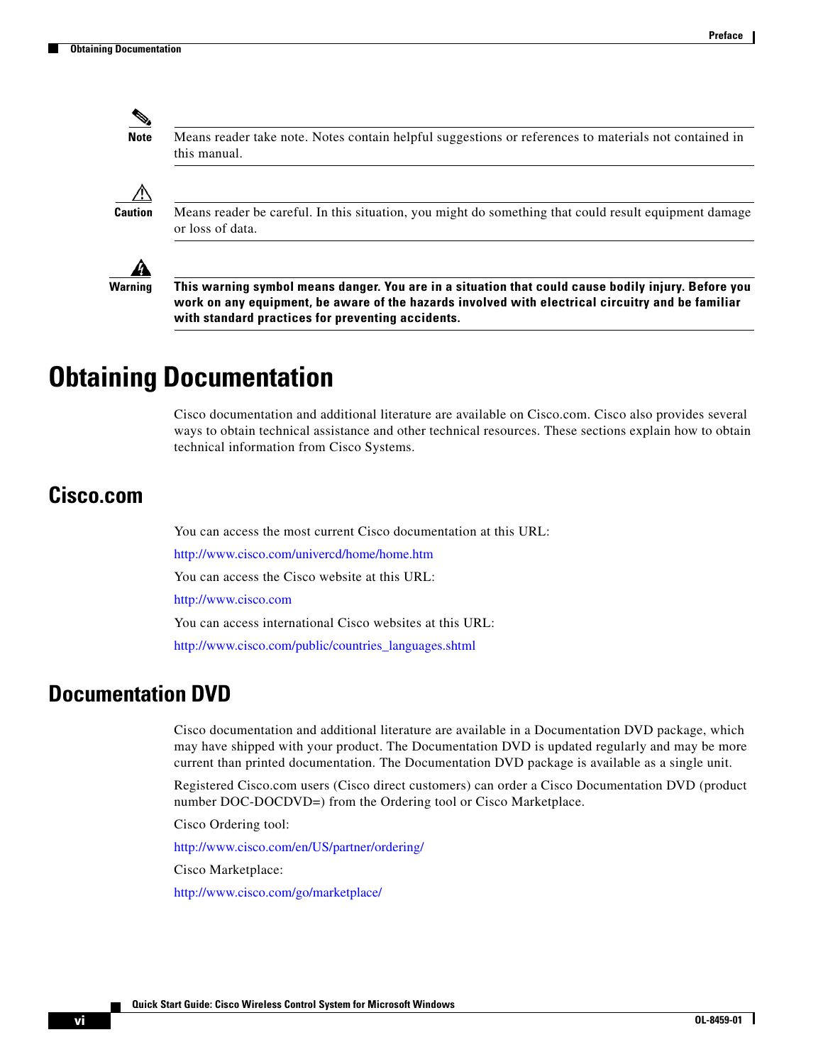**Note** Means reader take note. Notes contain helpful suggestions or references to materials not contained in this manual.

**Caution** Means reader be careful. In this situation, you might do something that could result equipment damage or loss of data.

**Warning** **This warning symbol means danger. You are in a situation that could cause bodily injury. Before you work on any equipment, be aware of the hazards involved with electrical circuitry and be familiar with standard practices for preventing accidents.**

# Obtaining Documentation

Cisco documentation and additional literature are available on Cisco.com. Cisco also provides several ways to obtain technical assistance and other technical resources. These sections explain how to obtain technical information from Cisco Systems.

## Cisco.com

You can access the most current Cisco documentation at this URL:

http://www.cisco.com/univercd/home/home.htm

You can access the Cisco website at this URL:

http://www.cisco.com

You can access international Cisco websites at this URL:

http://www.cisco.com/public/countries_languages.shtml

## Documentation DVD

Cisco documentation and additional literature are available in a Documentation DVD package, which may have shipped with your product. The Documentation DVD is updated regularly and may be more current than printed documentation. The Documentation DVD package is available as a single unit.

Registered Cisco.com users (Cisco direct customers) can order a Cisco Documentation DVD (product number DOC-DOCDVD=) from the Ordering tool or Cisco Marketplace.

Cisco Ordering tool:

http://www.cisco.com/en/US/partner/ordering/

Cisco Marketplace:

http://www.cisco.com/go/marketplace/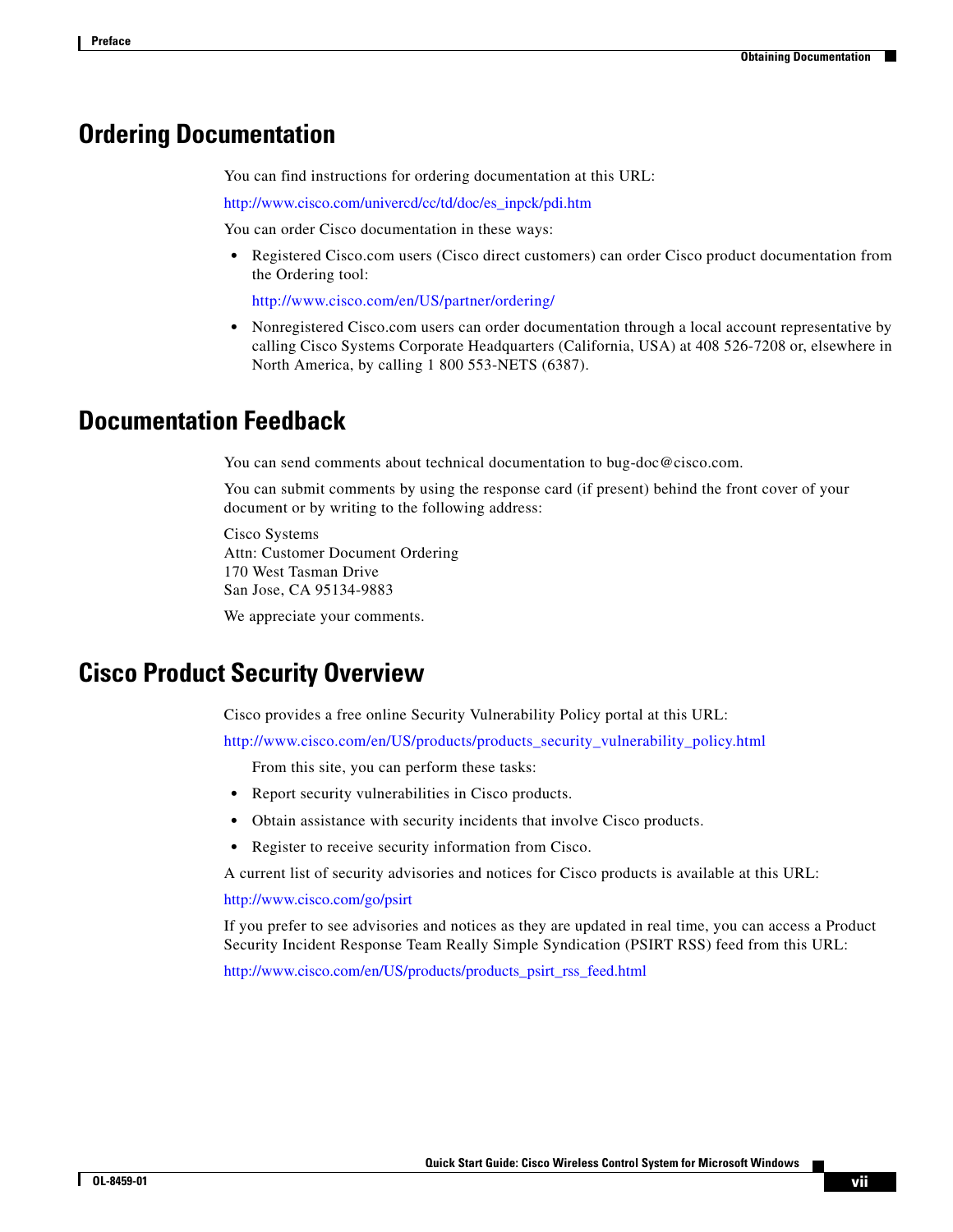## Ordering Documentation

You can find instructions for ordering documentation at this URL:

http://www.cisco.com/univercd/cc/td/doc/es_inpck/pdi.htm

You can order Cisco documentation in these ways:

- Registered Cisco.com users (Cisco direct customers) can order Cisco product documentation from the Ordering tool:

  http://www.cisco.com/en/US/partner/ordering/

- Nonregistered Cisco.com users can order documentation through a local account representative by calling Cisco Systems Corporate Headquarters (California, USA) at 408 526-7208 or, elsewhere in North America, by calling 1 800 553-NETS (6387).

## Documentation Feedback

You can send comments about technical documentation to bug-doc@cisco.com.

You can submit comments by using the response card (if present) behind the front cover of your document or by writing to the following address:

Cisco Systems
Attn: Customer Document Ordering
170 West Tasman Drive
San Jose, CA 95134-9883

We appreciate your comments.

## Cisco Product Security Overview

Cisco provides a free online Security Vulnerability Policy portal at this URL:

http://www.cisco.com/en/US/products/products_security_vulnerability_policy.html

From this site, you can perform these tasks:

- Report security vulnerabilities in Cisco products.
- Obtain assistance with security incidents that involve Cisco products.
- Register to receive security information from Cisco.

A current list of security advisories and notices for Cisco products is available at this URL:

http://www.cisco.com/go/psirt

If you prefer to see advisories and notices as they are updated in real time, you can access a Product Security Incident Response Team Really Simple Syndication (PSIRT RSS) feed from this URL:

http://www.cisco.com/en/US/products/products_psirt_rss_feed.html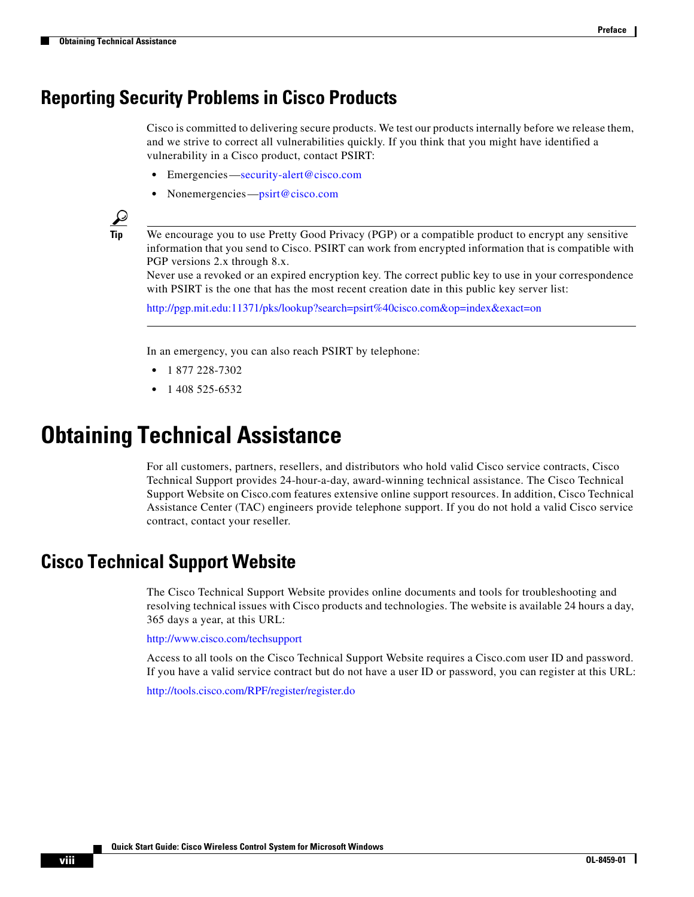## Reporting Security Problems in Cisco Products

Cisco is committed to delivering secure products. We test our products internally before we release them, and we strive to correct all vulnerabilities quickly. If you think that you might have identified a vulnerability in a Cisco product, contact PSIRT:

- Emergencies—security-alert@cisco.com
- Nonemergencies—psirt@cisco.com

> **Tip** We encourage you to use Pretty Good Privacy (PGP) or a compatible product to encrypt any sensitive information that you send to Cisco. PSIRT can work from encrypted information that is compatible with PGP versions 2.x through 8.x.
> Never use a revoked or an expired encryption key. The correct public key to use in your correspondence with PSIRT is the one that has the most recent creation date in this public key server list:
>
> http://pgp.mit.edu:11371/pks/lookup?search=psirt%40cisco.com&op=index&exact=on

In an emergency, you can also reach PSIRT by telephone:

- 1 877 228-7302
- 1 408 525-6532

# Obtaining Technical Assistance

For all customers, partners, resellers, and distributors who hold valid Cisco service contracts, Cisco Technical Support provides 24-hour-a-day, award-winning technical assistance. The Cisco Technical Support Website on Cisco.com features extensive online support resources. In addition, Cisco Technical Assistance Center (TAC) engineers provide telephone support. If you do not hold a valid Cisco service contract, contact your reseller.

## Cisco Technical Support Website

The Cisco Technical Support Website provides online documents and tools for troubleshooting and resolving technical issues with Cisco products and technologies. The website is available 24 hours a day, 365 days a year, at this URL:

http://www.cisco.com/techsupport

Access to all tools on the Cisco Technical Support Website requires a Cisco.com user ID and password. If you have a valid service contract but do not have a user ID or password, you can register at this URL:

http://tools.cisco.com/RPF/register/register.do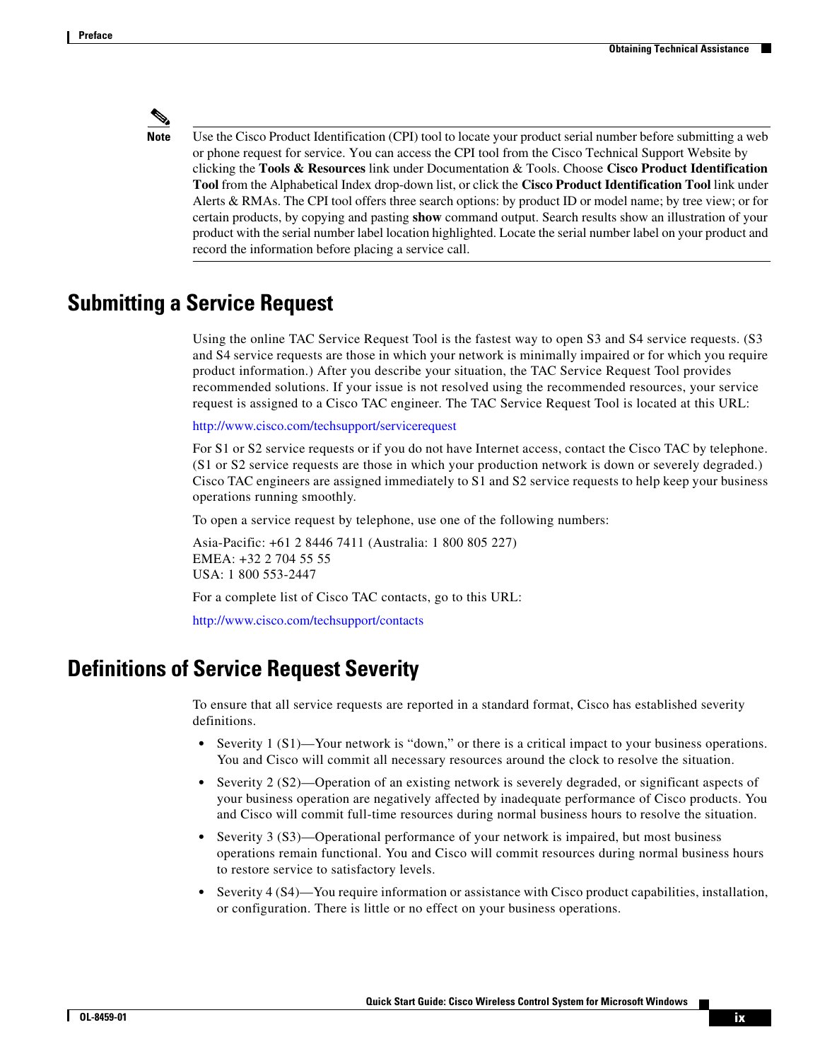**Note**

Use the Cisco Product Identification (CPI) tool to locate your product serial number before submitting a web or phone request for service. You can access the CPI tool from the Cisco Technical Support Website by clicking the **Tools & Resources** link under Documentation & Tools. Choose **Cisco Product Identification Tool** from the Alphabetical Index drop-down list, or click the **Cisco Product Identification Tool** link under Alerts & RMAs. The CPI tool offers three search options: by product ID or model name; by tree view; or for certain products, by copying and pasting **show** command output. Search results show an illustration of your product with the serial number label location highlighted. Locate the serial number label on your product and record the information before placing a service call.

## Submitting a Service Request

Using the online TAC Service Request Tool is the fastest way to open S3 and S4 service requests. (S3 and S4 service requests are those in which your network is minimally impaired or for which you require product information.) After you describe your situation, the TAC Service Request Tool provides recommended solutions. If your issue is not resolved using the recommended resources, your service request is assigned to a Cisco TAC engineer. The TAC Service Request Tool is located at this URL:

http://www.cisco.com/techsupport/servicerequest

For S1 or S2 service requests or if you do not have Internet access, contact the Cisco TAC by telephone. (S1 or S2 service requests are those in which your production network is down or severely degraded.) Cisco TAC engineers are assigned immediately to S1 and S2 service requests to help keep your business operations running smoothly.

To open a service request by telephone, use one of the following numbers:

Asia-Pacific: +61 2 8446 7411 (Australia: 1 800 805 227)
EMEA: +32 2 704 55 55
USA: 1 800 553-2447

For a complete list of Cisco TAC contacts, go to this URL:

http://www.cisco.com/techsupport/contacts

## Definitions of Service Request Severity

To ensure that all service requests are reported in a standard format, Cisco has established severity definitions.

- Severity 1 (S1)—Your network is "down," or there is a critical impact to your business operations. You and Cisco will commit all necessary resources around the clock to resolve the situation.
- Severity 2 (S2)—Operation of an existing network is severely degraded, or significant aspects of your business operation are negatively affected by inadequate performance of Cisco products. You and Cisco will commit full-time resources during normal business hours to resolve the situation.
- Severity 3 (S3)—Operational performance of your network is impaired, but most business operations remain functional. You and Cisco will commit resources during normal business hours to restore service to satisfactory levels.
- Severity 4 (S4)—You require information or assistance with Cisco product capabilities, installation, or configuration. There is little or no effect on your business operations.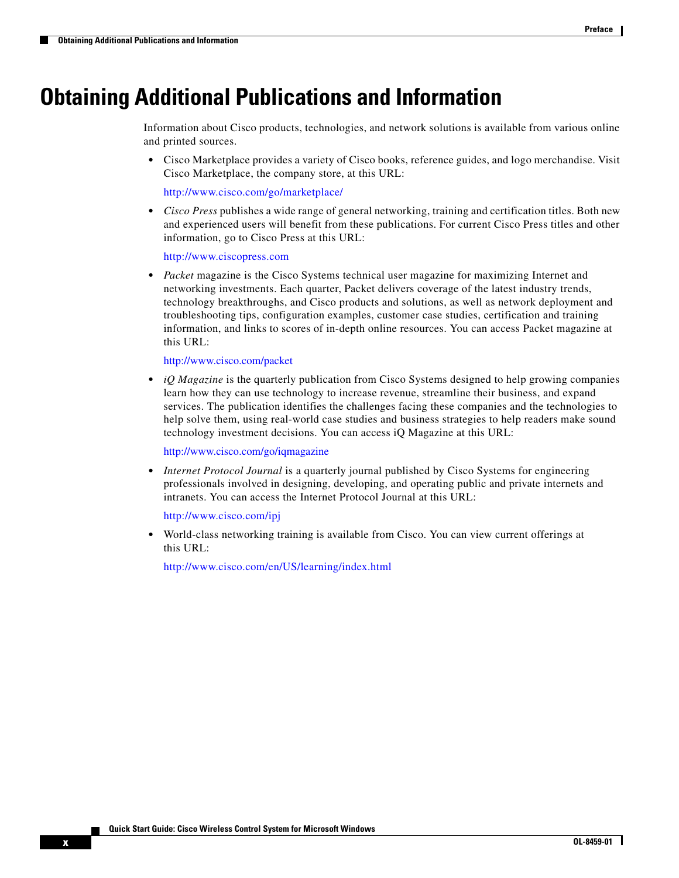# Obtaining Additional Publications and Information

Information about Cisco products, technologies, and network solutions is available from various online and printed sources.

- Cisco Marketplace provides a variety of Cisco books, reference guides, and logo merchandise. Visit Cisco Marketplace, the company store, at this URL:

  http://www.cisco.com/go/marketplace/

- *Cisco Press* publishes a wide range of general networking, training and certification titles. Both new and experienced users will benefit from these publications. For current Cisco Press titles and other information, go to Cisco Press at this URL:

  http://www.ciscopress.com

- *Packet* magazine is the Cisco Systems technical user magazine for maximizing Internet and networking investments. Each quarter, Packet delivers coverage of the latest industry trends, technology breakthroughs, and Cisco products and solutions, as well as network deployment and troubleshooting tips, configuration examples, customer case studies, certification and training information, and links to scores of in-depth online resources. You can access Packet magazine at this URL:

  http://www.cisco.com/packet

- *iQ Magazine* is the quarterly publication from Cisco Systems designed to help growing companies learn how they can use technology to increase revenue, streamline their business, and expand services. The publication identifies the challenges facing these companies and the technologies to help solve them, using real-world case studies and business strategies to help readers make sound technology investment decisions. You can access iQ Magazine at this URL:

  http://www.cisco.com/go/iqmagazine

- *Internet Protocol Journal* is a quarterly journal published by Cisco Systems for engineering professionals involved in designing, developing, and operating public and private internets and intranets. You can access the Internet Protocol Journal at this URL:

  http://www.cisco.com/ipj

- World-class networking training is available from Cisco. You can view current offerings at this URL:

  http://www.cisco.com/en/US/learning/index.html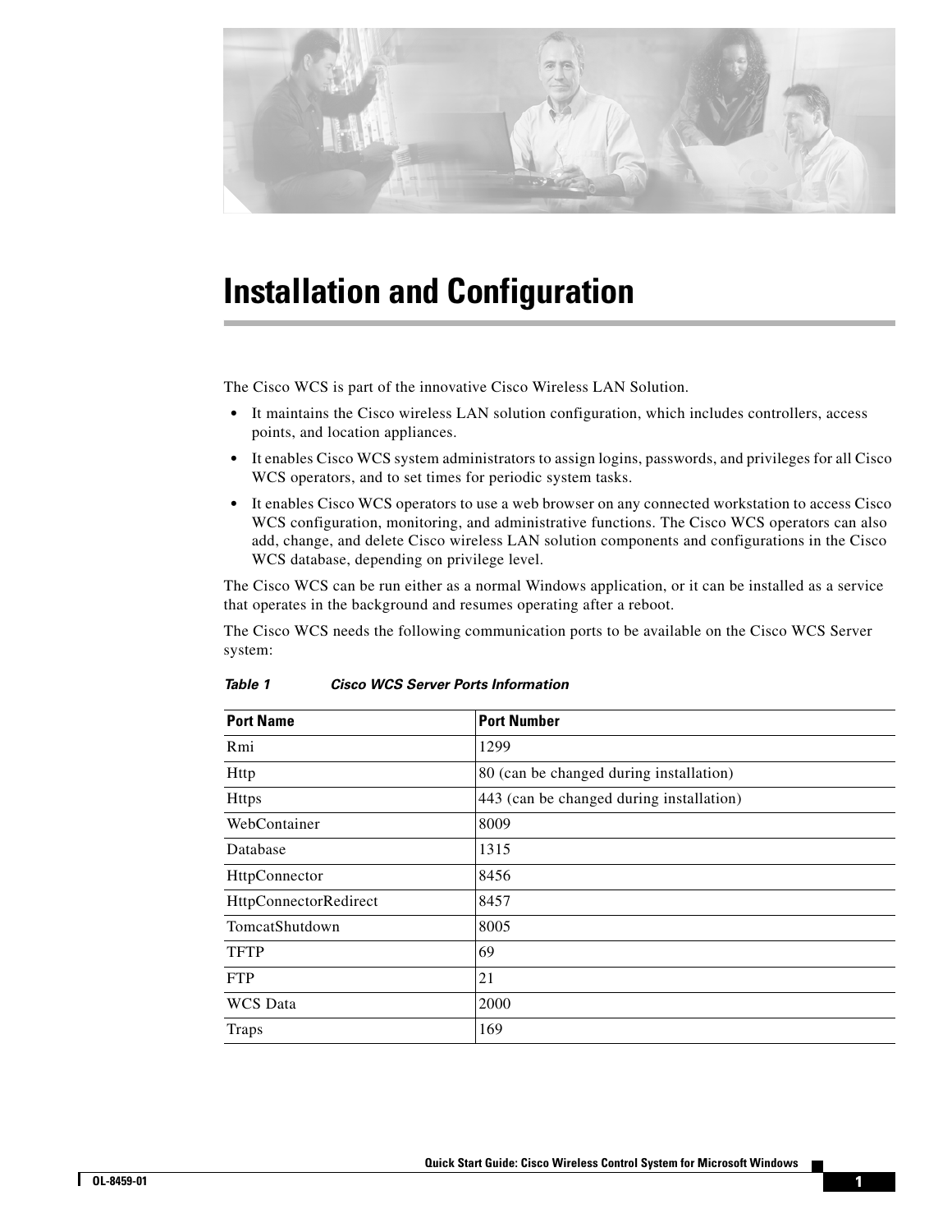# Installation and Configuration

The Cisco WCS is part of the innovative Cisco Wireless LAN Solution.

- It maintains the Cisco wireless LAN solution configuration, which includes controllers, access points, and location appliances.
- It enables Cisco WCS system administrators to assign logins, passwords, and privileges for all Cisco WCS operators, and to set times for periodic system tasks.
- It enables Cisco WCS operators to use a web browser on any connected workstation to access Cisco WCS configuration, monitoring, and administrative functions. The Cisco WCS operators can also add, change, and delete Cisco wireless LAN solution components and configurations in the Cisco WCS database, depending on privilege level.

The Cisco WCS can be run either as a normal Windows application, or it can be installed as a service that operates in the background and resumes operating after a reboot.

The Cisco WCS needs the following communication ports to be available on the Cisco WCS Server system:

*Table 1 Cisco WCS Server Ports Information*

| Port Name | Port Number |
| --- | --- |
| Rmi | 1299 |
| Http | 80 (can be changed during installation) |
| Https | 443 (can be changed during installation) |
| WebContainer | 8009 |
| Database | 1315 |
| HttpConnector | 8456 |
| HttpConnectorRedirect | 8457 |
| TomcatShutdown | 8005 |
| TFTP | 69 |
| FTP | 21 |
| WCS Data | 2000 |
| Traps | 169 |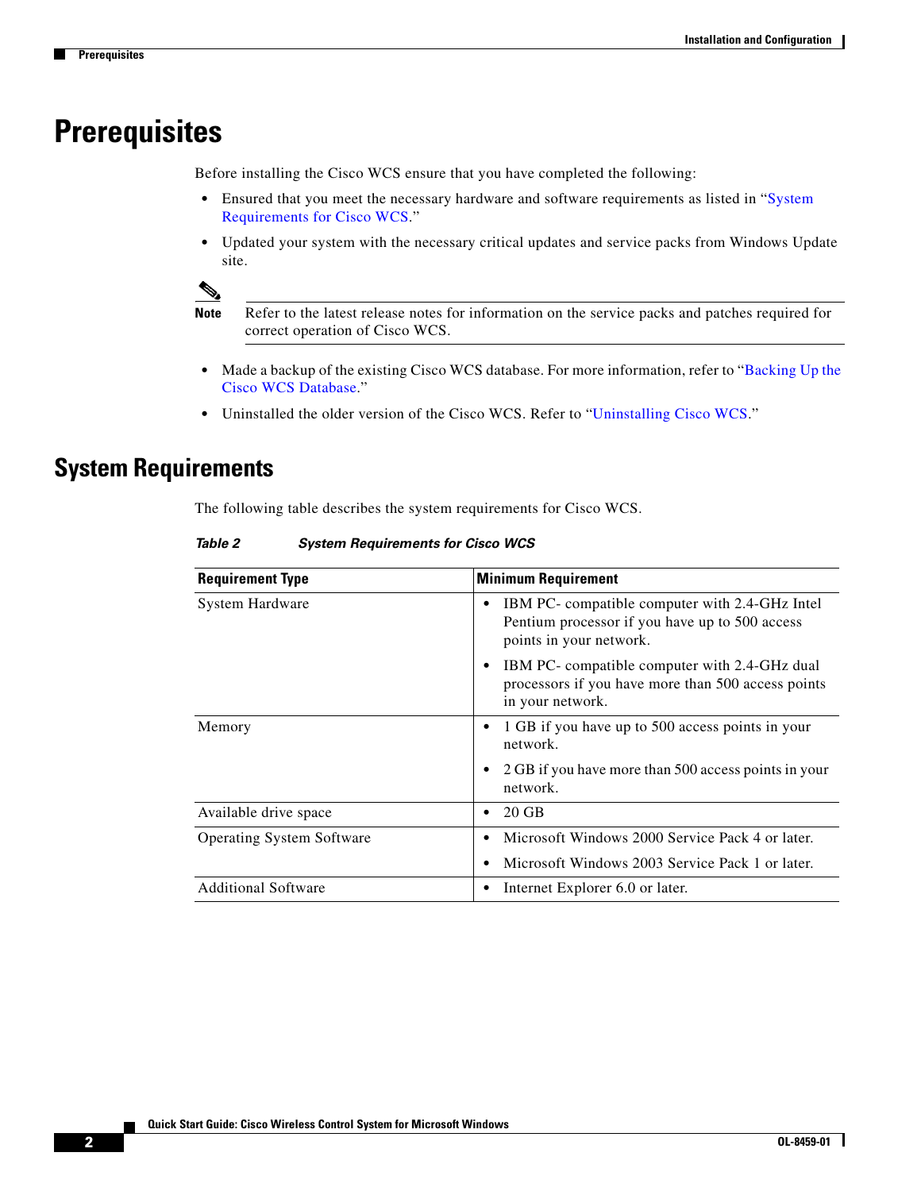# Prerequisites

Before installing the Cisco WCS ensure that you have completed the following:

- Ensured that you meet the necessary hardware and software requirements as listed in "System Requirements for Cisco WCS."
- Updated your system with the necessary critical updates and service packs from Windows Update site.

**Note** Refer to the latest release notes for information on the service packs and patches required for correct operation of Cisco WCS.

- Made a backup of the existing Cisco WCS database. For more information, refer to "Backing Up the Cisco WCS Database."
- Uninstalled the older version of the Cisco WCS. Refer to "Uninstalling Cisco WCS."

# System Requirements

The following table describes the system requirements for Cisco WCS.

*Table 2 System Requirements for Cisco WCS*

| Requirement Type | Minimum Requirement |
|---|---|
| System Hardware | • IBM PC- compatible computer with 2.4-GHz Intel Pentium processor if you have up to 500 access points in your network.<br>• IBM PC- compatible computer with 2.4-GHz dual processors if you have more than 500 access points in your network. |
| Memory | • 1 GB if you have up to 500 access points in your network.<br>• 2 GB if you have more than 500 access points in your network. |
| Available drive space | • 20 GB |
| Operating System Software | • Microsoft Windows 2000 Service Pack 4 or later.<br>• Microsoft Windows 2003 Service Pack 1 or later. |
| Additional Software | • Internet Explorer 6.0 or later. |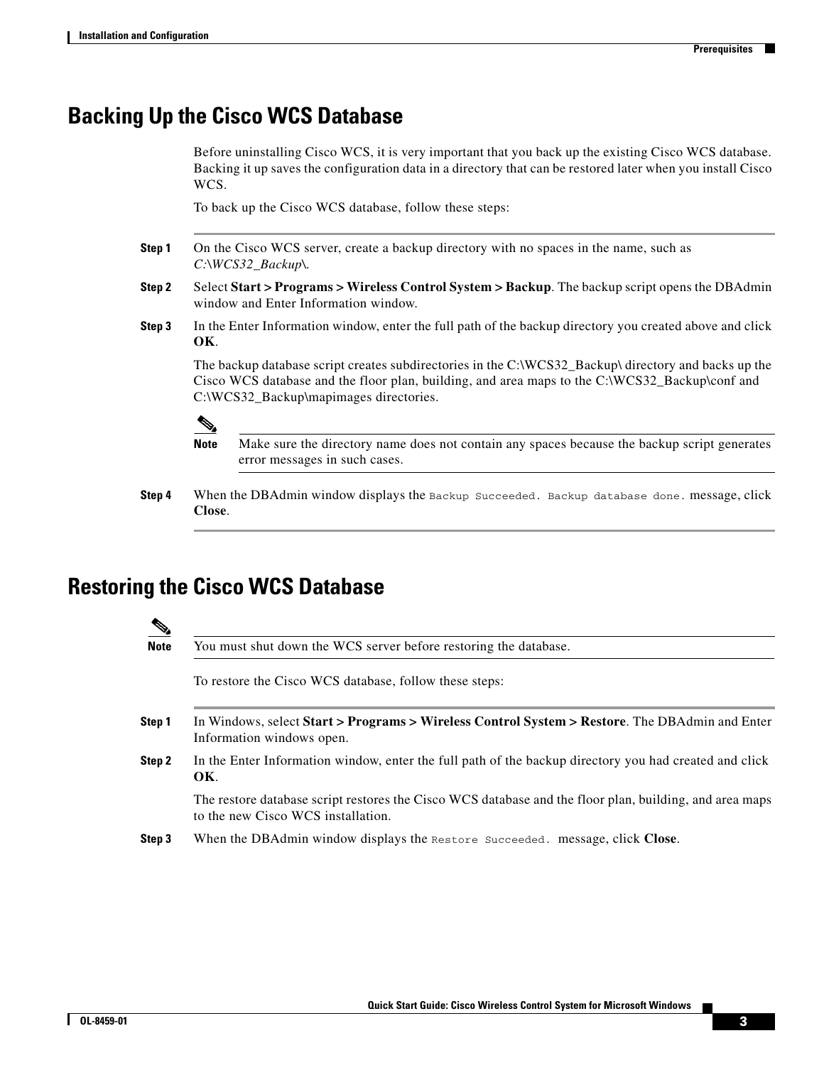## Backing Up the Cisco WCS Database

Before uninstalling Cisco WCS, it is very important that you back up the existing Cisco WCS database. Backing it up saves the configuration data in a directory that can be restored later when you install Cisco WCS.

To back up the Cisco WCS database, follow these steps:

**Step 1** On the Cisco WCS server, create a backup directory with no spaces in the name, such as *C:\WCS32_Backup\*.

**Step 2** Select **Start > Programs > Wireless Control System > Backup**. The backup script opens the DBAdmin window and Enter Information window.

**Step 3** In the Enter Information window, enter the full path of the backup directory you created above and click **OK**.

The backup database script creates subdirectories in the C:\WCS32_Backup\ directory and backs up the Cisco WCS database and the floor plan, building, and area maps to the C:\WCS32_Backup\conf and C:\WCS32_Backup\mapimages directories.

> **Note** Make sure the directory name does not contain any spaces because the backup script generates error messages in such cases.

**Step 4** When the DBAdmin window displays the `Backup Succeeded. Backup database done.` message, click **Close**.

## Restoring the Cisco WCS Database

> **Note** You must shut down the WCS server before restoring the database.

To restore the Cisco WCS database, follow these steps:

**Step 1** In Windows, select **Start > Programs > Wireless Control System > Restore**. The DBAdmin and Enter Information windows open.

**Step 2** In the Enter Information window, enter the full path of the backup directory you had created and click **OK**.

The restore database script restores the Cisco WCS database and the floor plan, building, and area maps to the new Cisco WCS installation.

**Step 3** When the DBAdmin window displays the `Restore Succeeded.` message, click **Close**.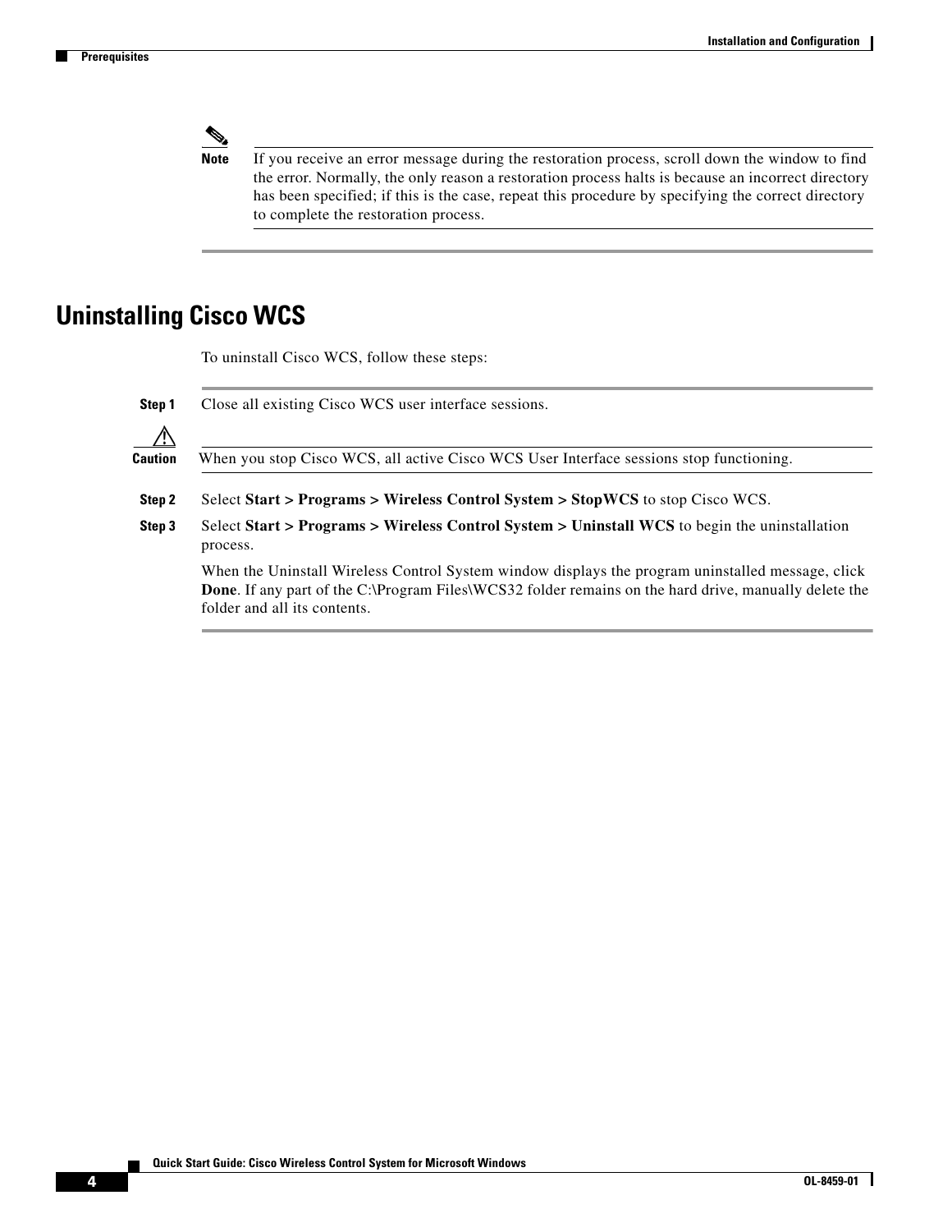**Note** If you receive an error message during the restoration process, scroll down the window to find the error. Normally, the only reason a restoration process halts is because an incorrect directory has been specified; if this is the case, repeat this procedure by specifying the correct directory to complete the restoration process.

## Uninstalling Cisco WCS

To uninstall Cisco WCS, follow these steps:

**Step 1** Close all existing Cisco WCS user interface sessions.

**Caution** When you stop Cisco WCS, all active Cisco WCS User Interface sessions stop functioning.

**Step 2** Select **Start > Programs > Wireless Control System > StopWCS** to stop Cisco WCS.

**Step 3** Select **Start > Programs > Wireless Control System > Uninstall WCS** to begin the uninstallation process.

When the Uninstall Wireless Control System window displays the program uninstalled message, click **Done**. If any part of the C:\Program Files\WCS32 folder remains on the hard drive, manually delete the folder and all its contents.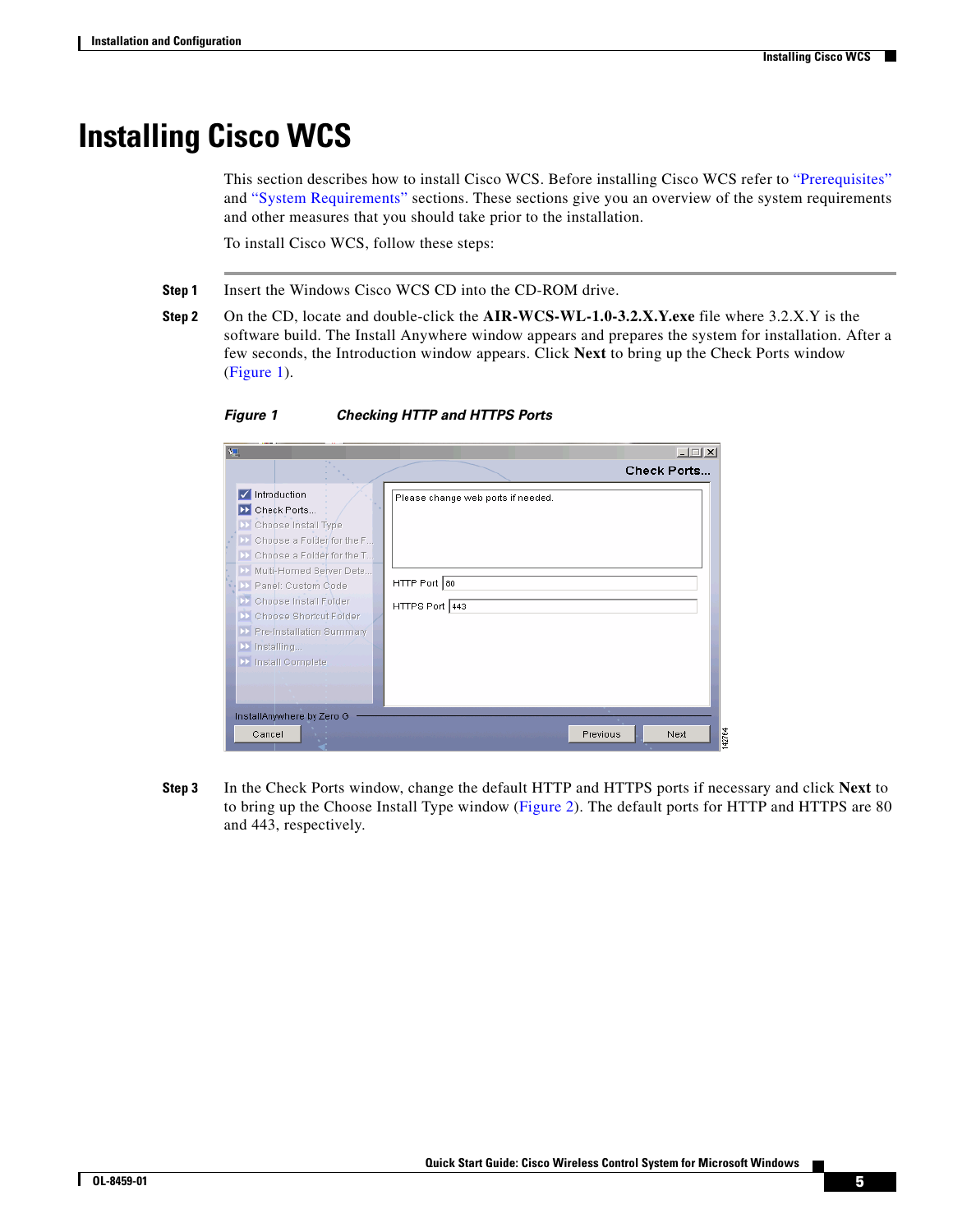# Installing Cisco WCS

This section describes how to install Cisco WCS. Before installing Cisco WCS refer to "Prerequisites" and "System Requirements" sections. These sections give you an overview of the system requirements and other measures that you should take prior to the installation.

To install Cisco WCS, follow these steps:

**Step 1** Insert the Windows Cisco WCS CD into the CD-ROM drive.

**Step 2** On the CD, locate and double-click the **AIR-WCS-WL-1.0-3.2.X.Y.exe** file where 3.2.X.Y is the software build. The Install Anywhere window appears and prepares the system for installation. After a few seconds, the Introduction window appears. Click **Next** to bring up the Check Ports window (Figure 1).

***Figure 1 Checking HTTP and HTTPS Ports***

**Step 3** In the Check Ports window, change the default HTTP and HTTPS ports if necessary and click **Next** to to bring up the Choose Install Type window (Figure 2). The default ports for HTTP and HTTPS are 80 and 443, respectively.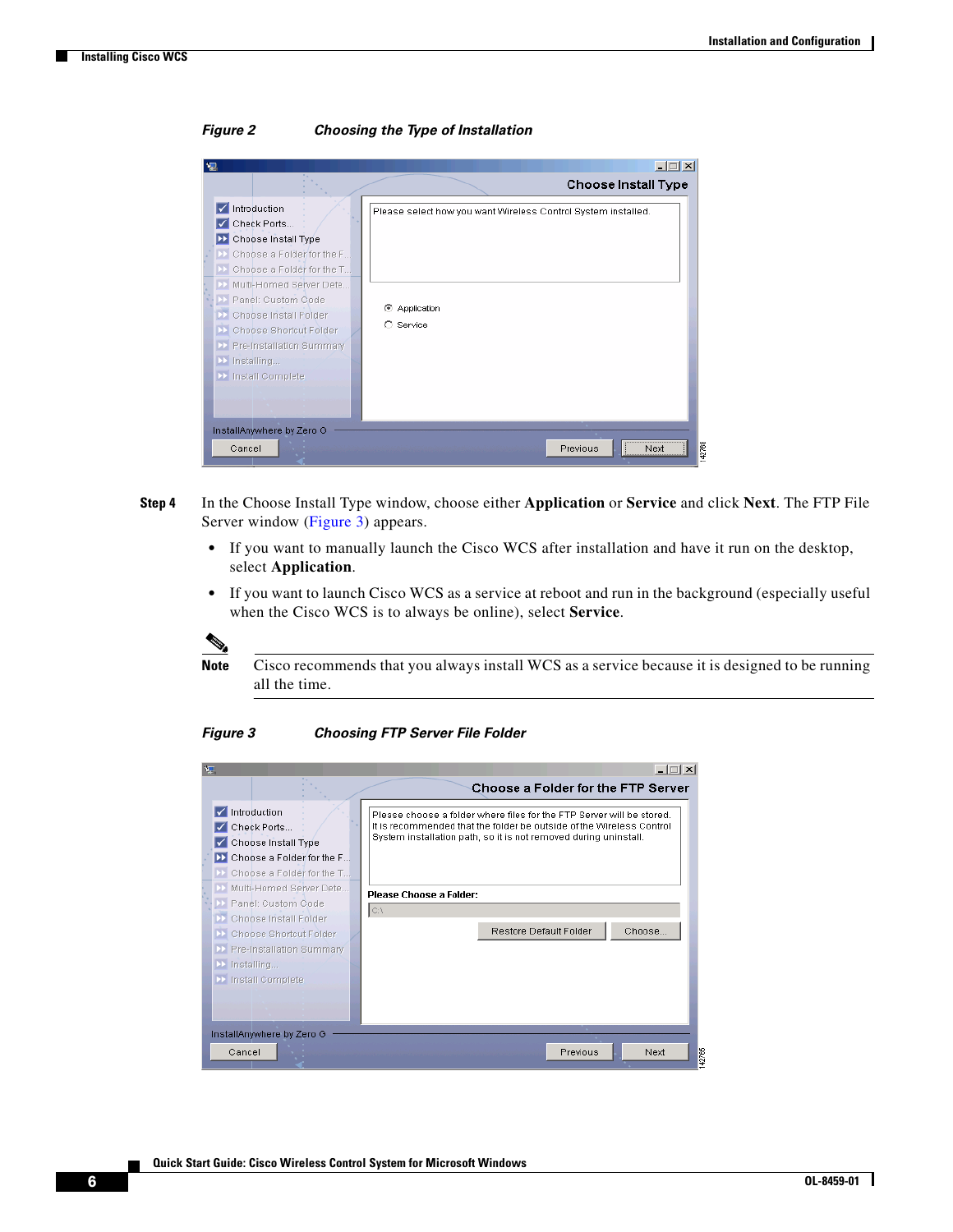*Figure 2 Choosing the Type of Installation*

**Step 4** In the Choose Install Type window, choose either **Application** or **Service** and click **Next**. The FTP File Server window (Figure 3) appears.

- If you want to manually launch the Cisco WCS after installation and have it run on the desktop, select **Application**.
- If you want to launch Cisco WCS as a service at reboot and run in the background (especially useful when the Cisco WCS is to always be online), select **Service**.

**Note** Cisco recommends that you always install WCS as a service because it is designed to be running all the time.

*Figure 3 Choosing FTP Server File Folder*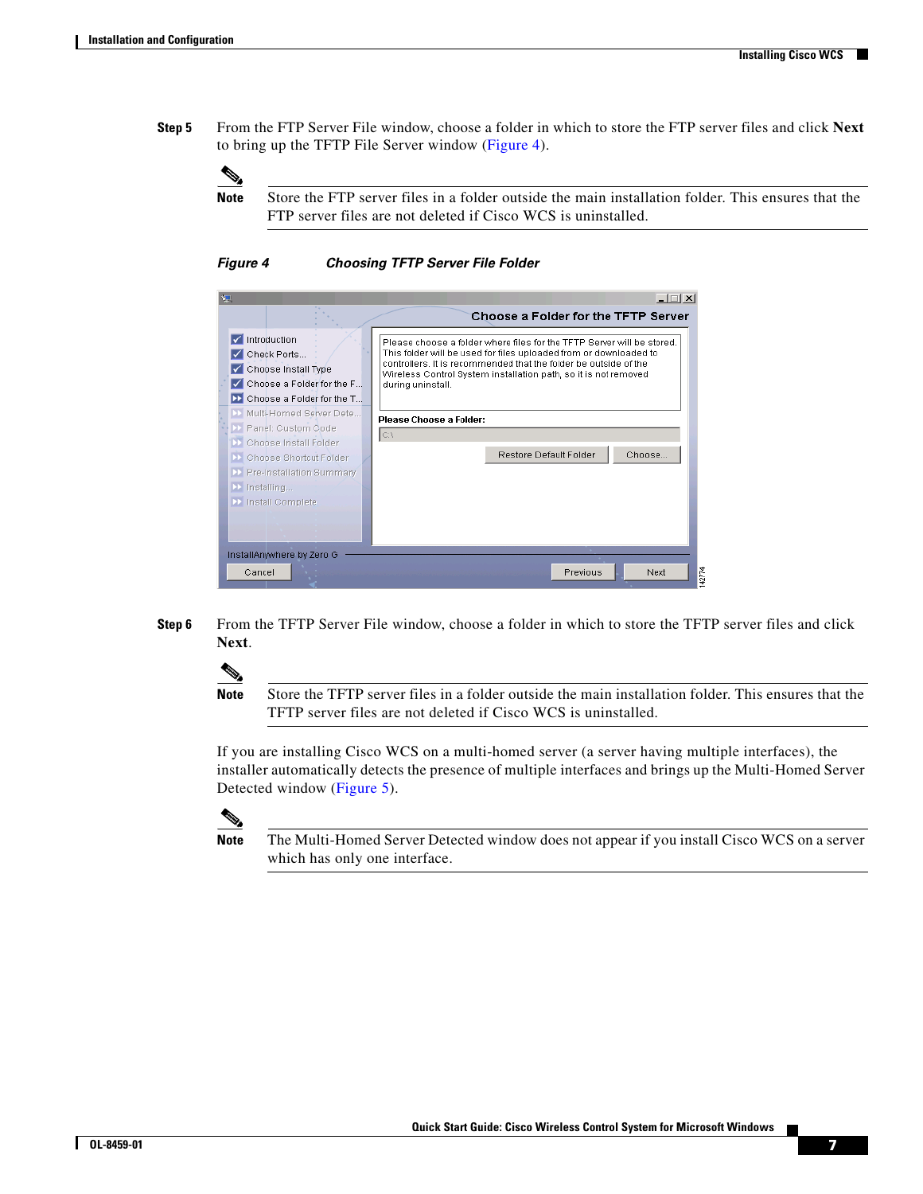**Step 5** From the FTP Server File window, choose a folder in which to store the FTP server files and click **Next** to bring up the TFTP File Server window (Figure 4).

> **Note** Store the FTP server files in a folder outside the main installation folder. This ensures that the FTP server files are not deleted if Cisco WCS is uninstalled.

***Figure 4 Choosing TFTP Server File Folder***

**Step 6** From the TFTP Server File window, choose a folder in which to store the TFTP server files and click **Next**.

> **Note** Store the TFTP server files in a folder outside the main installation folder. This ensures that the TFTP server files are not deleted if Cisco WCS is uninstalled.

If you are installing Cisco WCS on a multi-homed server (a server having multiple interfaces), the installer automatically detects the presence of multiple interfaces and brings up the Multi-Homed Server Detected window (Figure 5).

> **Note** The Multi-Homed Server Detected window does not appear if you install Cisco WCS on a server which has only one interface.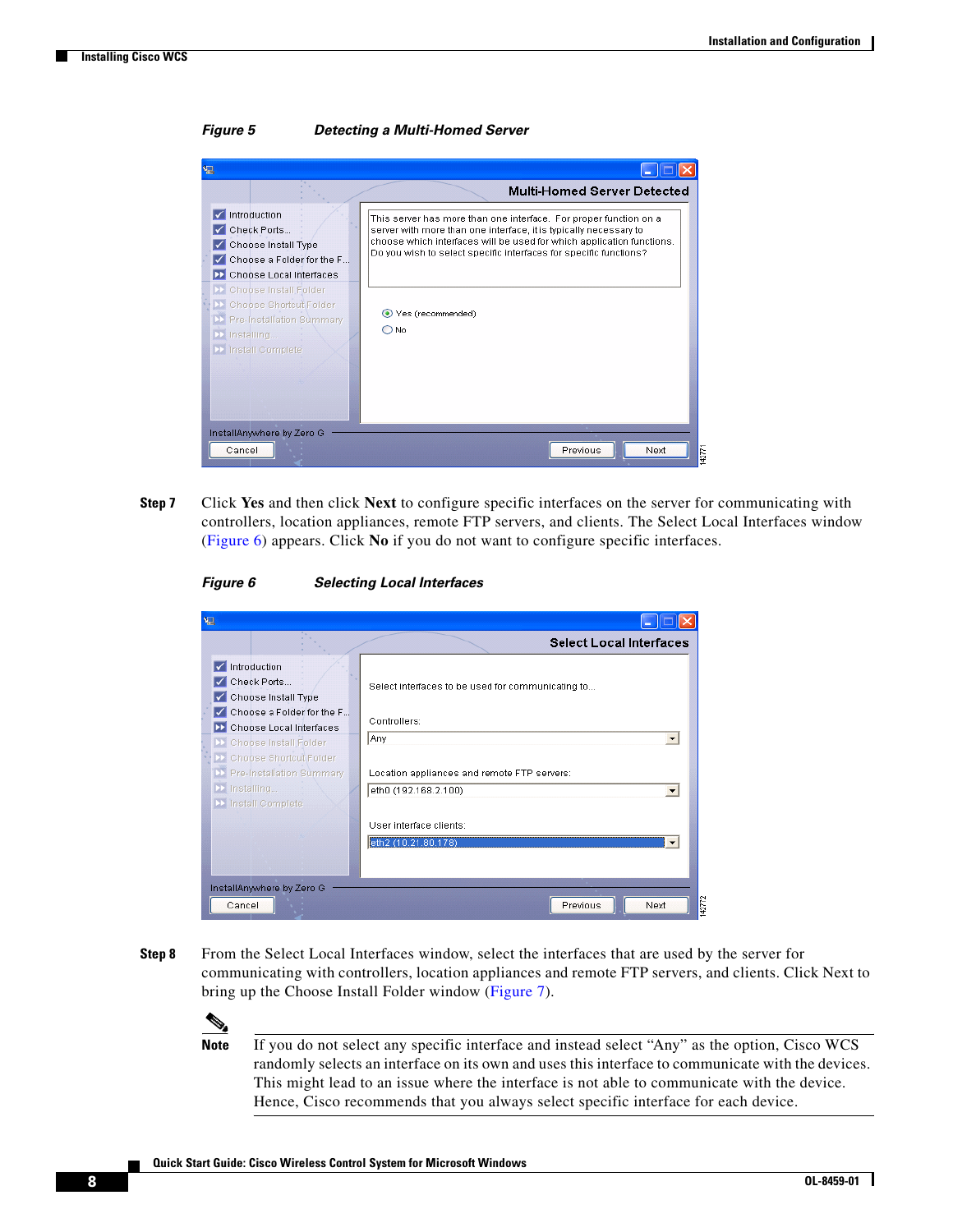*Figure 5 Detecting a Multi-Homed Server*

**Step 7** Click **Yes** and then click **Next** to configure specific interfaces on the server for communicating with controllers, location appliances, remote FTP servers, and clients. The Select Local Interfaces window (Figure 6) appears. Click **No** if you do not want to configure specific interfaces.

*Figure 6 Selecting Local Interfaces*

**Step 8** From the Select Local Interfaces window, select the interfaces that are used by the server for communicating with controllers, location appliances and remote FTP servers, and clients. Click Next to bring up the Choose Install Folder window (Figure 7).

**Note** If you do not select any specific interface and instead select "Any" as the option, Cisco WCS randomly selects an interface on its own and uses this interface to communicate with the devices. This might lead to an issue where the interface is not able to communicate with the device. Hence, Cisco recommends that you always select specific interface for each device.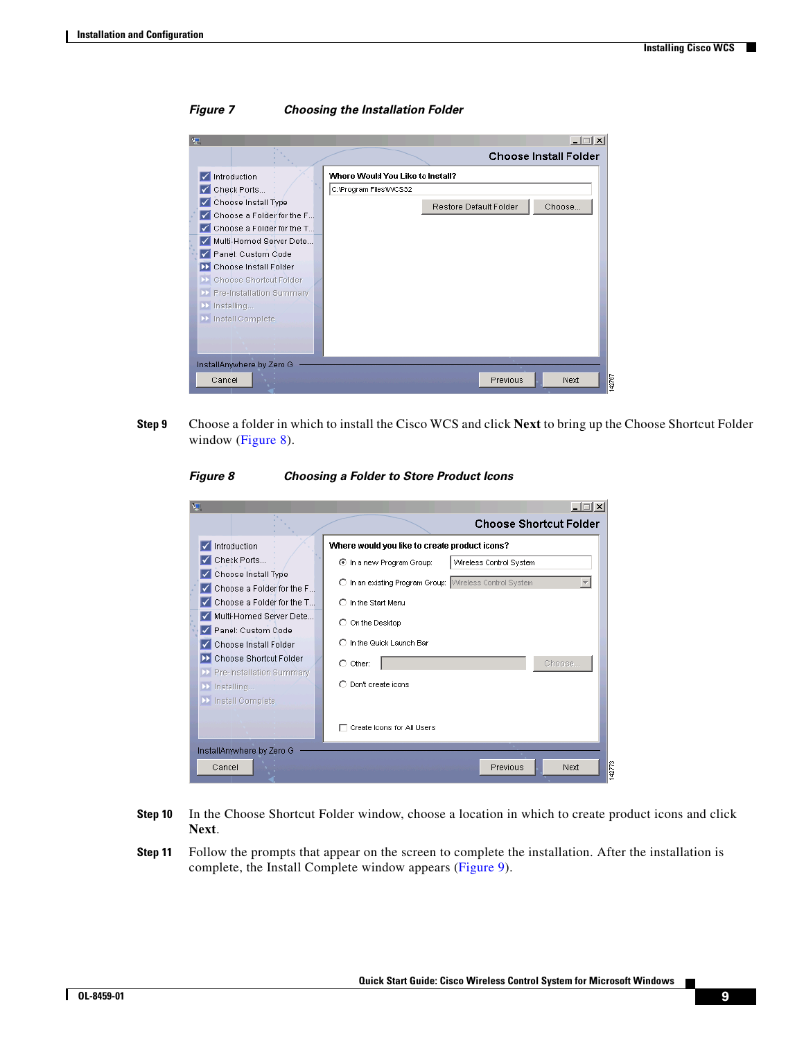*Figure 7 Choosing the Installation Folder*

**Step 9** Choose a folder in which to install the Cisco WCS and click **Next** to bring up the Choose Shortcut Folder window (Figure 8).

*Figure 8 Choosing a Folder to Store Product Icons*

**Step 10** In the Choose Shortcut Folder window, choose a location in which to create product icons and click **Next**.

**Step 11** Follow the prompts that appear on the screen to complete the installation. After the installation is complete, the Install Complete window appears (Figure 9).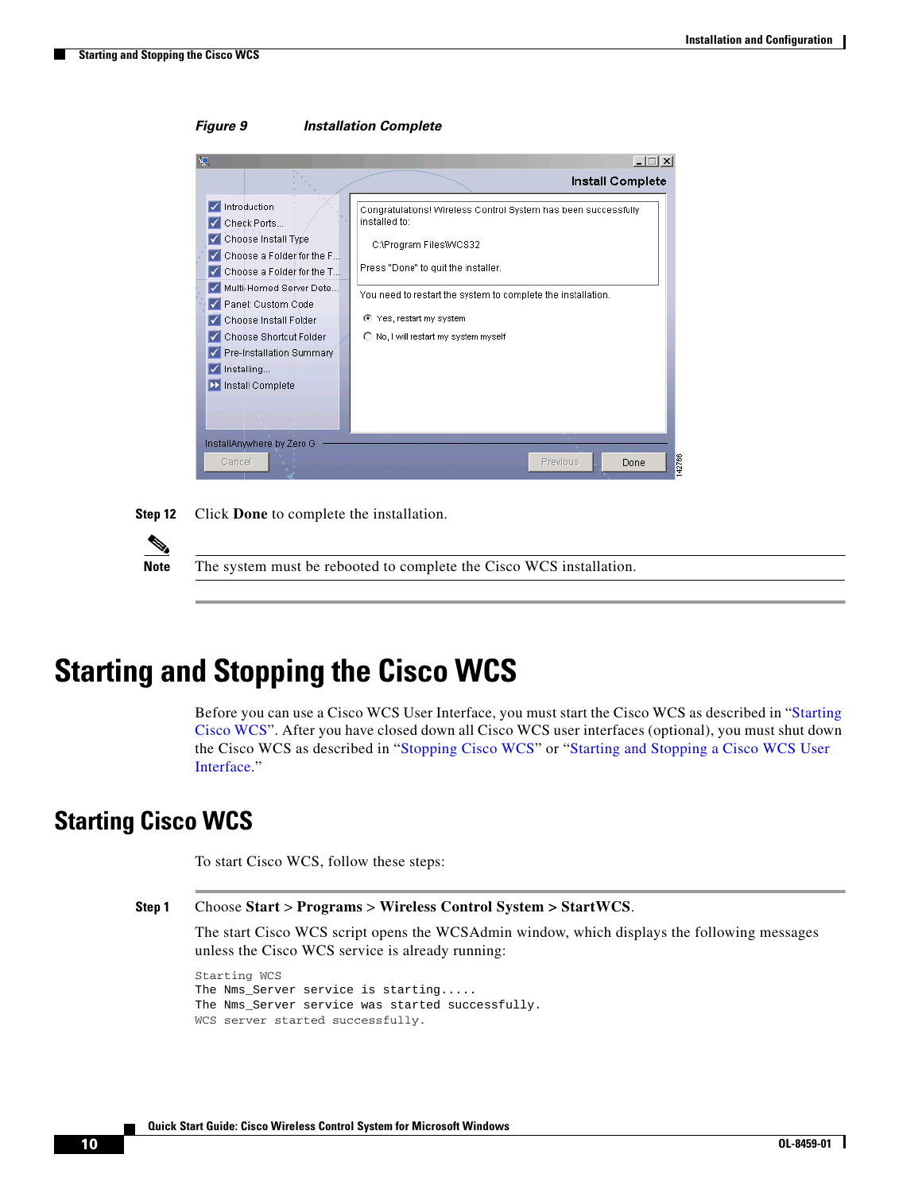*Figure 9 Installation Complete*

**Step 12** Click **Done** to complete the installation.

**Note** The system must be rebooted to complete the Cisco WCS installation.

# Starting and Stopping the Cisco WCS

Before you can use a Cisco WCS User Interface, you must start the Cisco WCS as described in "Starting Cisco WCS". After you have closed down all Cisco WCS user interfaces (optional), you must shut down the Cisco WCS as described in "Stopping Cisco WCS" or "Starting and Stopping a Cisco WCS User Interface."

## Starting Cisco WCS

To start Cisco WCS, follow these steps:

**Step 1** Choose **Start** > **Programs** > **Wireless Control System** > **StartWCS**.

The start Cisco WCS script opens the WCSAdmin window, which displays the following messages unless the Cisco WCS service is already running:

```
Starting WCS
The Nms_Server service is starting.....
The Nms_Server service was started successfully.
WCS server started successfully.
```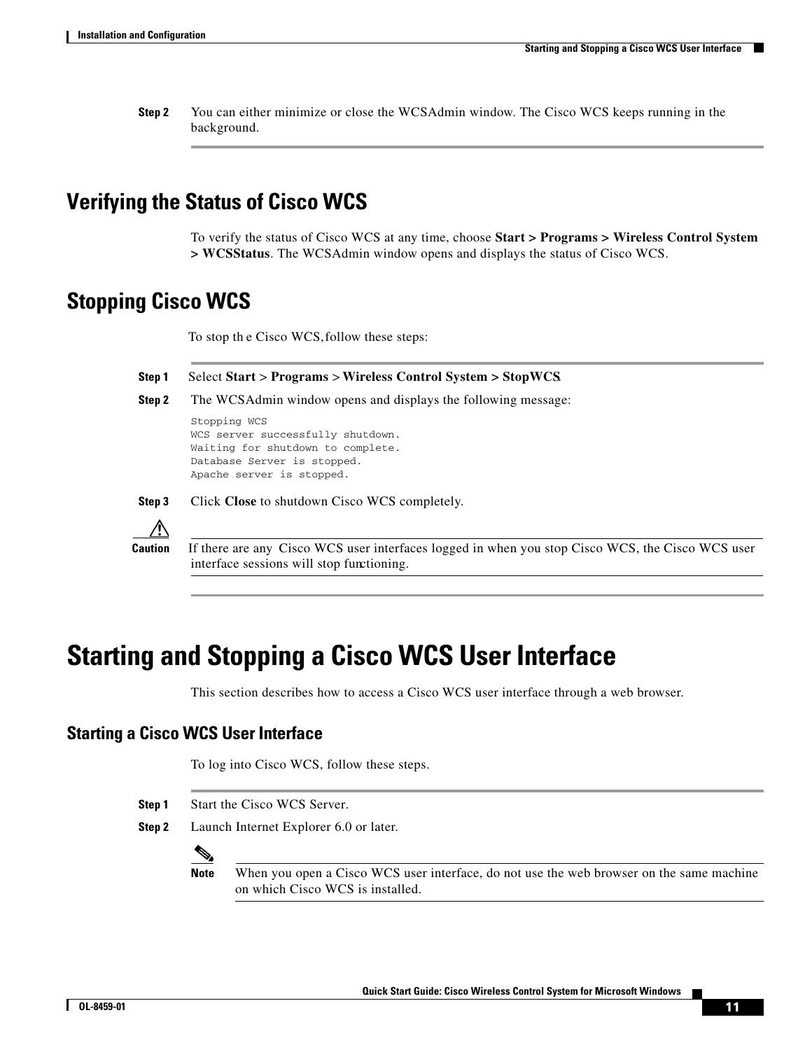**Step 2** You can either minimize or close the WCSAdmin window. The Cisco WCS keeps running in the background.

## Verifying the Status of Cisco WCS

To verify the status of Cisco WCS at any time, choose **Start > Programs > Wireless Control System > WCSStatus**. The WCSAdmin window opens and displays the status of Cisco WCS.

## Stopping Cisco WCS

To stop the Cisco WCS, follow these steps:

**Step 1** Select **Start** > **Programs** > **Wireless Control System > StopWCS**.

**Step 2** The WCSAdmin window opens and displays the following message:

```
Stopping WCS
WCS server successfully shutdown.
Waiting for shutdown to complete.
Database Server is stopped.
Apache server is stopped.
```

**Step 3** Click **Close** to shutdown Cisco WCS completely.

**Caution** If there are any Cisco WCS user interfaces logged in when you stop Cisco WCS, the Cisco WCS user interface sessions will stop functioning.

# Starting and Stopping a Cisco WCS User Interface

This section describes how to access a Cisco WCS user interface through a web browser.

## Starting a Cisco WCS User Interface

To log into Cisco WCS, follow these steps.

**Step 1** Start the Cisco WCS Server.

**Step 2** Launch Internet Explorer 6.0 or later.

**Note** When you open a Cisco WCS user interface, do not use the web browser on the same machine on which Cisco WCS is installed.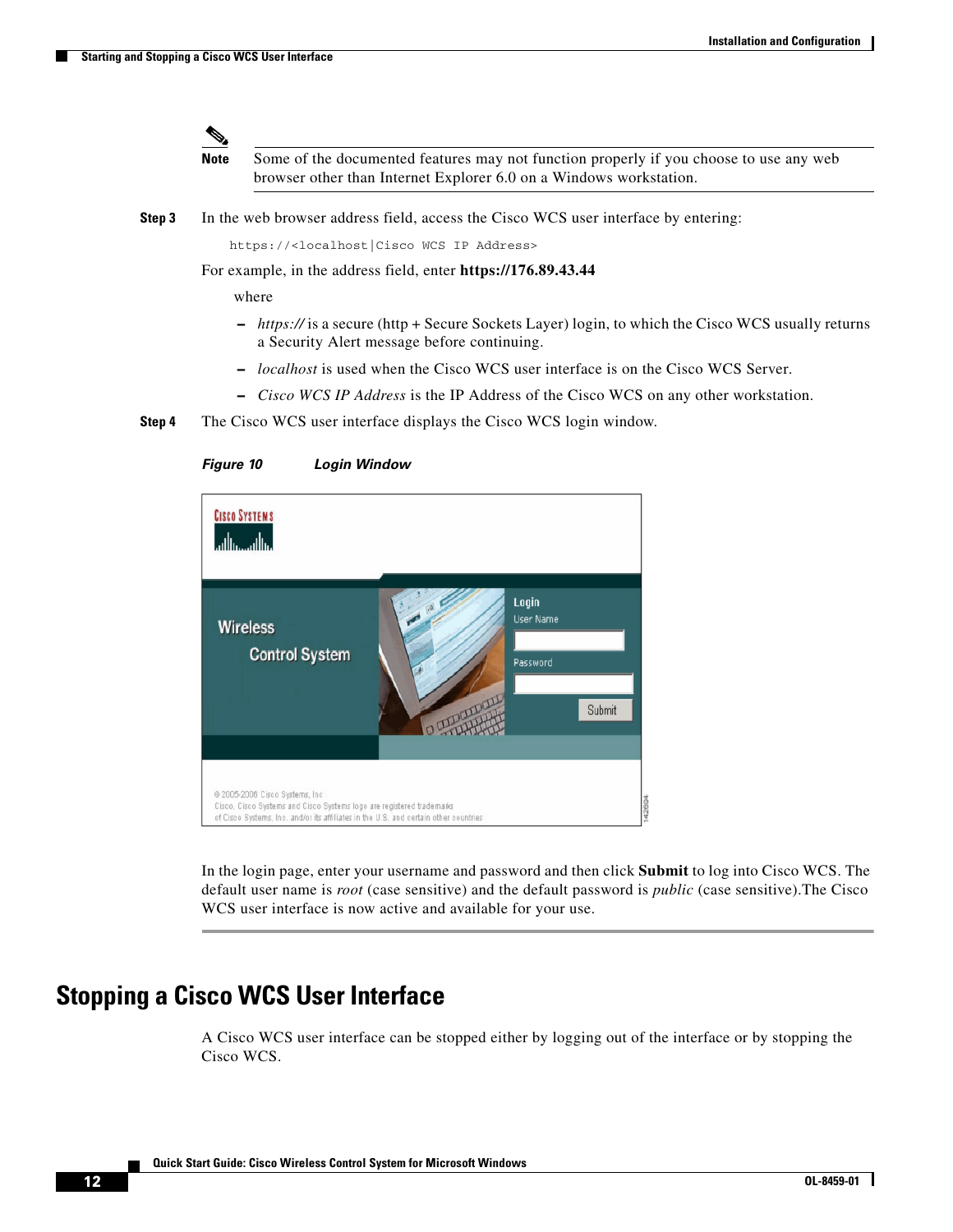**Note** Some of the documented features may not function properly if you choose to use any web browser other than Internet Explorer 6.0 on a Windows workstation.

**Step 3** In the web browser address field, access the Cisco WCS user interface by entering:

```
https://<localhost|Cisco WCS IP Address>
```

For example, in the address field, enter **https://176.89.43.44**

where

- *https://* is a secure (http + Secure Sockets Layer) login, to which the Cisco WCS usually returns a Security Alert message before continuing.
- *localhost* is used when the Cisco WCS user interface is on the Cisco WCS Server.
- *Cisco WCS IP Address* is the IP Address of the Cisco WCS on any other workstation.

**Step 4** The Cisco WCS user interface displays the Cisco WCS login window.

***Figure 10 Login Window***

In the login page, enter your username and password and then click **Submit** to log into Cisco WCS. The default user name is *root* (case sensitive) and the default password is *public* (case sensitive).The Cisco WCS user interface is now active and available for your use.

## Stopping a Cisco WCS User Interface

A Cisco WCS user interface can be stopped either by logging out of the interface or by stopping the Cisco WCS.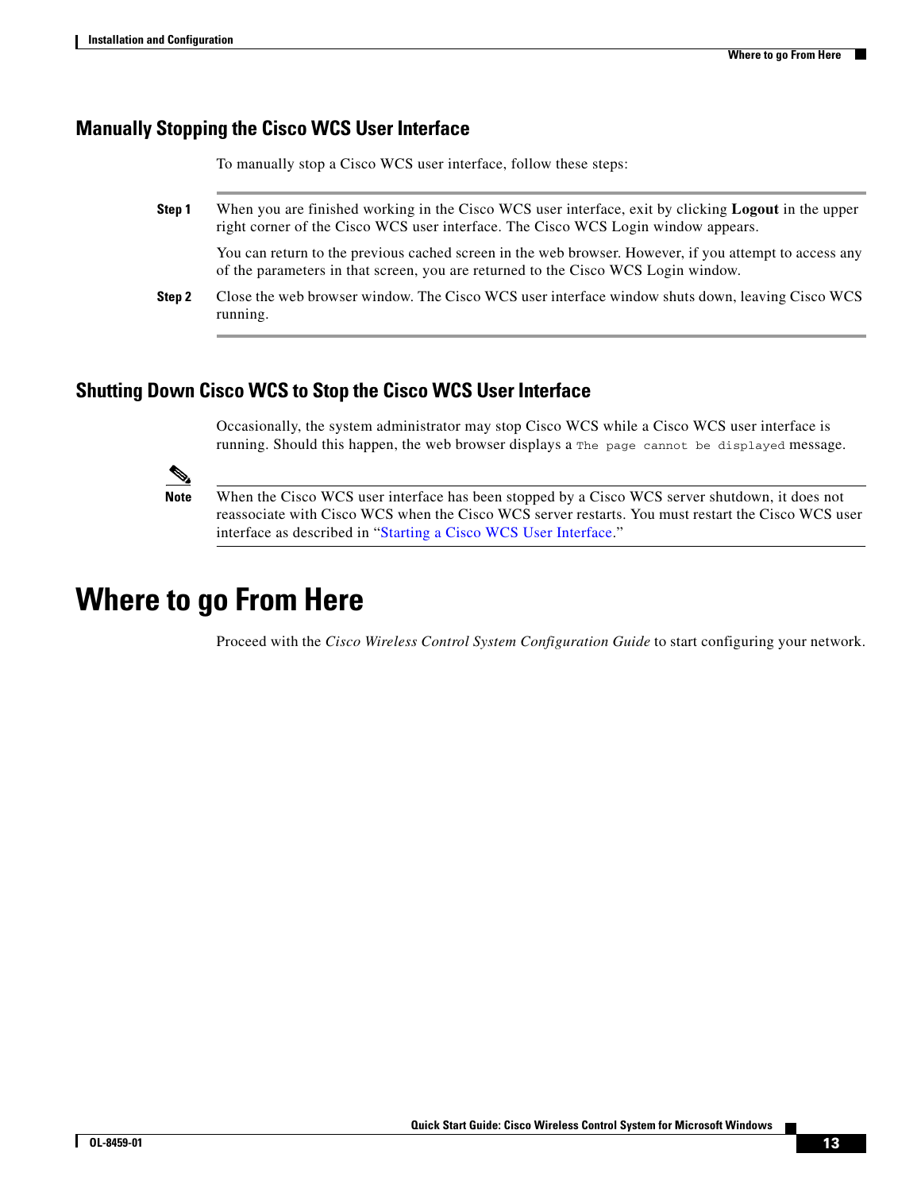### Manually Stopping the Cisco WCS User Interface

To manually stop a Cisco WCS user interface, follow these steps:

**Step 1** When you are finished working in the Cisco WCS user interface, exit by clicking **Logout** in the upper right corner of the Cisco WCS user interface. The Cisco WCS Login window appears.

You can return to the previous cached screen in the web browser. However, if you attempt to access any of the parameters in that screen, you are returned to the Cisco WCS Login window.

**Step 2** Close the web browser window. The Cisco WCS user interface window shuts down, leaving Cisco WCS running.

### Shutting Down Cisco WCS to Stop the Cisco WCS User Interface

Occasionally, the system administrator may stop Cisco WCS while a Cisco WCS user interface is running. Should this happen, the web browser displays a `The page cannot be displayed` message.

**Note** When the Cisco WCS user interface has been stopped by a Cisco WCS server shutdown, it does not reassociate with Cisco WCS when the Cisco WCS server restarts. You must restart the Cisco WCS user interface as described in "Starting a Cisco WCS User Interface."

## Where to go From Here

Proceed with the *Cisco Wireless Control System Configuration Guide* to start configuring your network.